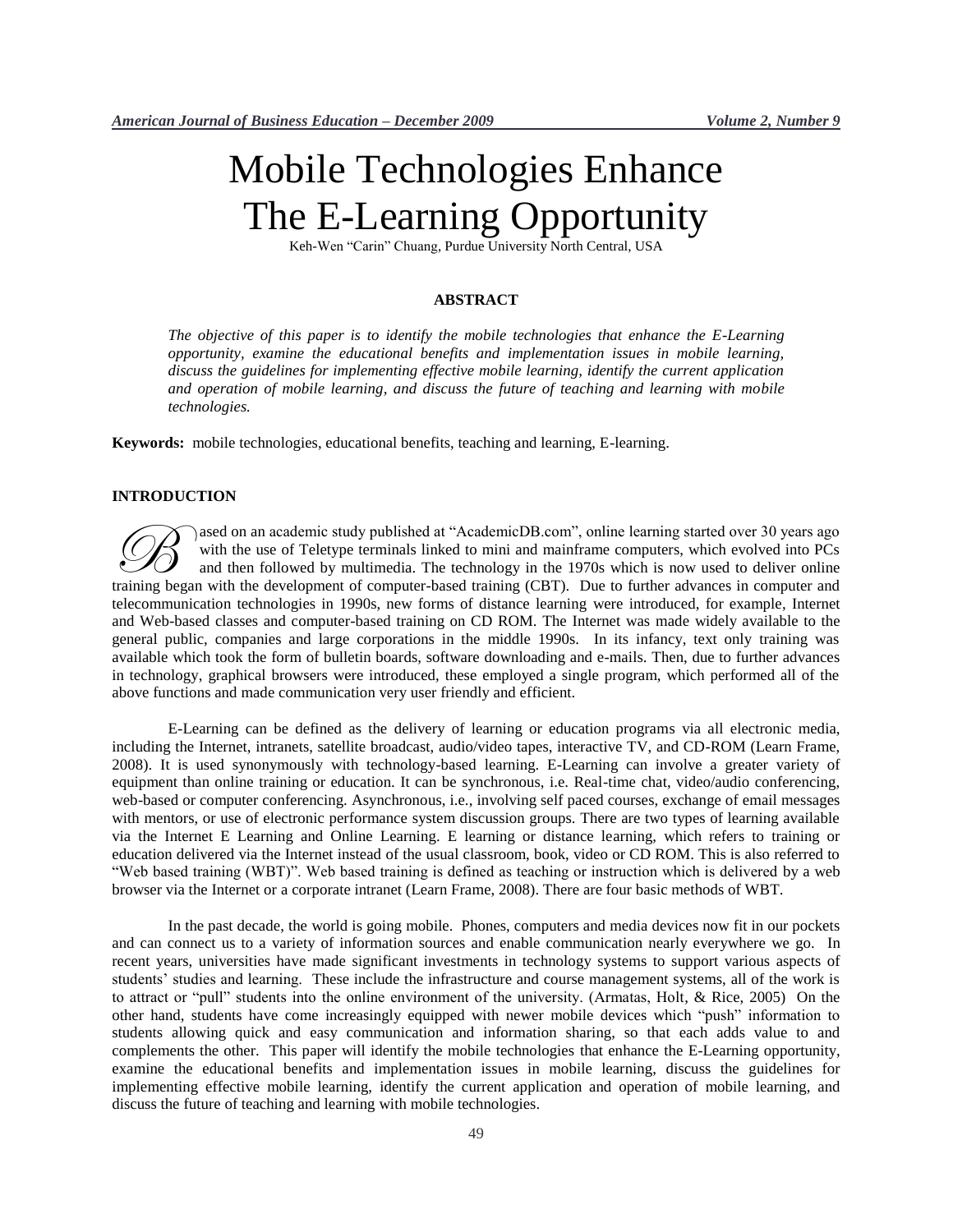# Mobile Technologies Enhance The E-Learning Opportunity

Keh-Wen "Carin" Chuang, Purdue University North Central, USA

## ABSTRACT

*The objective of this paper is to identify the mobile technologies that enhance the E-Learning opportunity, examine the educational benefits and implementation issues in mobile learning, discuss the guidelines for implementing effective mobile learning, identify the current application and operation of mobile learning, and discuss the future of teaching and learning with mobile technologies.*

**Keywords:** mobile technologies, educational benefits, teaching and learning, E-learning.

## INTRODUCTION

Based on an academic study published at "AcademicDB.com", online learning started over 30 years ago with the use of Teletype terminals linked to mini and mainframe computers, which evolved into PCs and then followed by multimedia. The technology in the 1970s which is now used to deliver online training began with the development of computer-based training (CBT). Due to further advances in computer and telecommunication technologies in 1990s, new forms of distance learning were introduced, for example, Internet and Web-based classes and computer-based training on CD ROM. The Internet was made widely available to the general public, companies and large corporations in the middle 1990s. In its infancy, text only training was available which took the form of bulletin boards, software downloading and e-mails. Then, due to further advances in technology, graphical browsers were introduced, these employed a single program, which performed all of the above functions and made communication very user friendly and efficient.

E-Learning can be defined as the delivery of learning or education programs via all electronic media, including the Internet, intranets, satellite broadcast, audio/video tapes, interactive TV, and CD-ROM (Learn Frame, 2008). It is used synonymously with technology-based learning. E-Learning can involve a greater variety of equipment than online training or education. It can be synchronous, i.e. Real-time chat, video/audio conferencing, web-based or computer conferencing. Asynchronous, i.e., involving self paced courses, exchange of email messages with mentors, or use of electronic performance system discussion groups. There are two types of learning available via the Internet E Learning and Online Learning. E learning or distance learning, which refers to training or education delivered via the Internet instead of the usual classroom, book, video or CD ROM. This is also referred to "Web based training (WBT)". Web based training is defined as teaching or instruction which is delivered by a web browser via the Internet or a corporate intranet (Learn Frame, 2008). There are four basic methods of WBT.

In the past decade, the world is going mobile. Phones, computers and media devices now fit in our pockets and can connect us to a variety of information sources and enable communication nearly everywhere we go. In recent years, universities have made significant investments in technology systems to support various aspects of students' studies and learning. These include the infrastructure and course management systems, all of the work is to attract or "pull" students into the online environment of the university. (Armatas, Holt, & Rice, 2005) On the other hand, students have come increasingly equipped with newer mobile devices which "push" information to students allowing quick and easy communication and information sharing, so that each adds value to and complements the other. This paper will identify the mobile technologies that enhance the E-Learning opportunity, examine the educational benefits and implementation issues in mobile learning, discuss the guidelines for implementing effective mobile learning, identify the current application and operation of mobile learning, and discuss the future of teaching and learning with mobile technologies.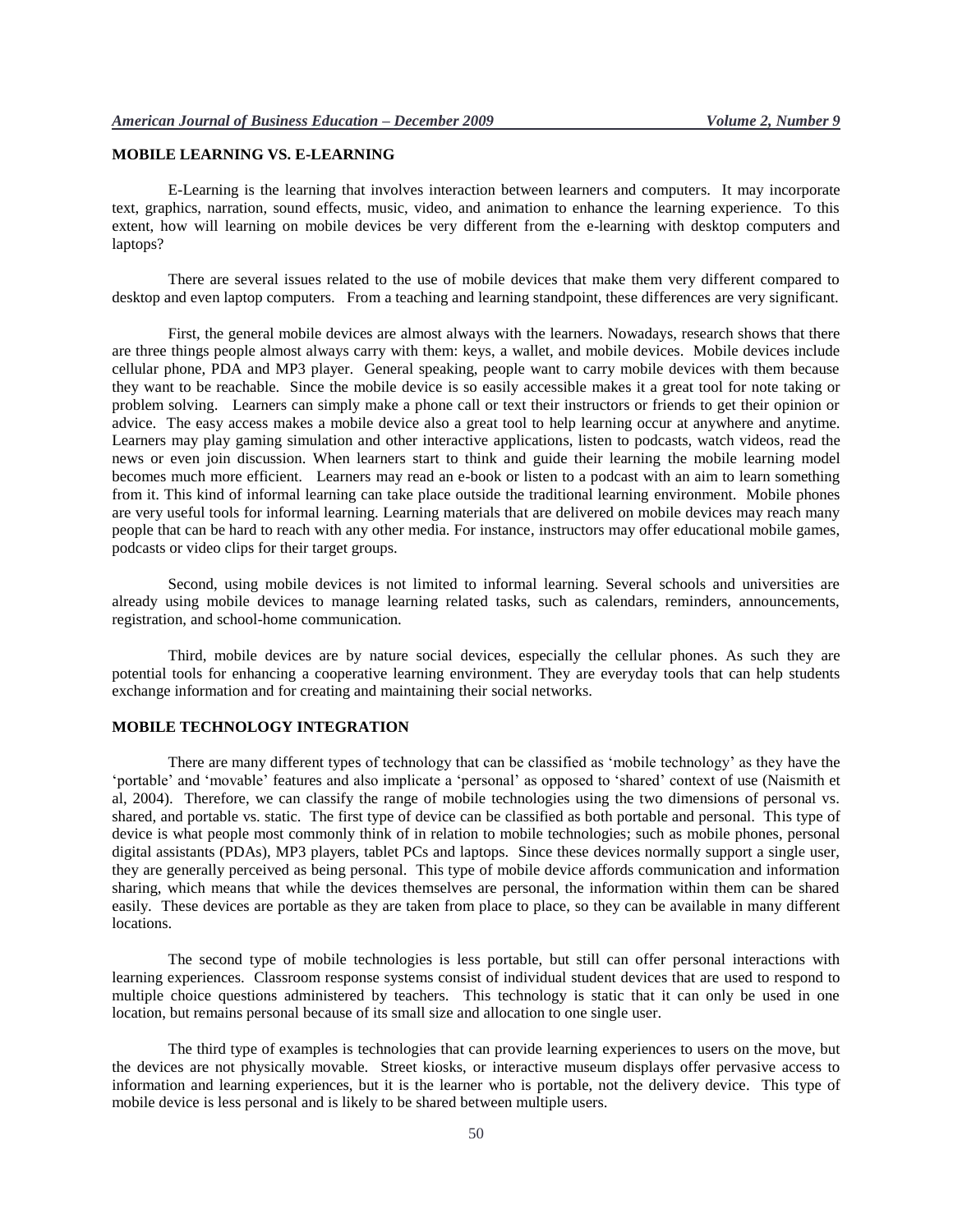## MOBILE LEARNING VS. E-LEARNING

E-Learning is the learning that involves interaction between learners and computers. It may incorporate text, graphics, narration, sound effects, music, video, and animation to enhance the learning experience. To this extent, how will learning on mobile devices be very different from the e-learning with desktop computers and laptops?

There are several issues related to the use of mobile devices that make them very different compared to desktop and even laptop computers. From a teaching and learning standpoint, these differences are very significant.

First, the general mobile devices are almost always with the learners. Nowadays, research shows that there are three things people almost always carry with them: keys, a wallet, and mobile devices. Mobile devices include cellular phone, PDA and MP3 player. General speaking, people want to carry mobile devices with them because they want to be reachable. Since the mobile device is so easily accessible makes it a great tool for note taking or problem solving. Learners can simply make a phone call or text their instructors or friends to get their opinion or advice. The easy access makes a mobile device also a great tool to help learning occur at anywhere and anytime. Learners may play gaming simulation and other interactive applications, listen to podcasts, watch videos, read the news or even join discussion. When learners start to think and guide their learning the mobile learning model becomes much more efficient. Learners may read an e-book or listen to a podcast with an aim to learn something from it. This kind of informal learning can take place outside the traditional learning environment. Mobile phones are very useful tools for informal learning. Learning materials that are delivered on mobile devices may reach many people that can be hard to reach with any other media. For instance, instructors may offer educational mobile games, podcasts or video clips for their target groups.

Second, using mobile devices is not limited to informal learning. Several schools and universities are already using mobile devices to manage learning related tasks, such as calendars, reminders, announcements, registration, and school-home communication.

Third, mobile devices are by nature social devices, especially the cellular phones. As such they are potential tools for enhancing a cooperative learning environment. They are everyday tools that can help students exchange information and for creating and maintaining their social networks.

## MOBILE TECHNOLOGY INTEGRATION

There are many different types of technology that can be classified as 'mobile technology' as they have the 'portable' and 'movable' features and also implicate a 'personal' as opposed to 'shared' context of use (Naismith et al, 2004). Therefore, we can classify the range of mobile technologies using the two dimensions of personal vs. shared, and portable vs. static. The first type of device can be classified as both portable and personal. This type of device is what people most commonly think of in relation to mobile technologies; such as mobile phones, personal digital assistants (PDAs), MP3 players, tablet PCs and laptops. Since these devices normally support a single user, they are generally perceived as being personal. This type of mobile device affords communication and information sharing, which means that while the devices themselves are personal, the information within them can be shared easily. These devices are portable as they are taken from place to place, so they can be available in many different locations.

The second type of mobile technologies is less portable, but still can offer personal interactions with learning experiences. Classroom response systems consist of individual student devices that are used to respond to multiple choice questions administered by teachers. This technology is static that it can only be used in one location, but remains personal because of its small size and allocation to one single user.

The third type of examples is technologies that can provide learning experiences to users on the move, but the devices are not physically movable. Street kiosks, or interactive museum displays offer pervasive access to information and learning experiences, but it is the learner who is portable, not the delivery device. This type of mobile device is less personal and is likely to be shared between multiple users.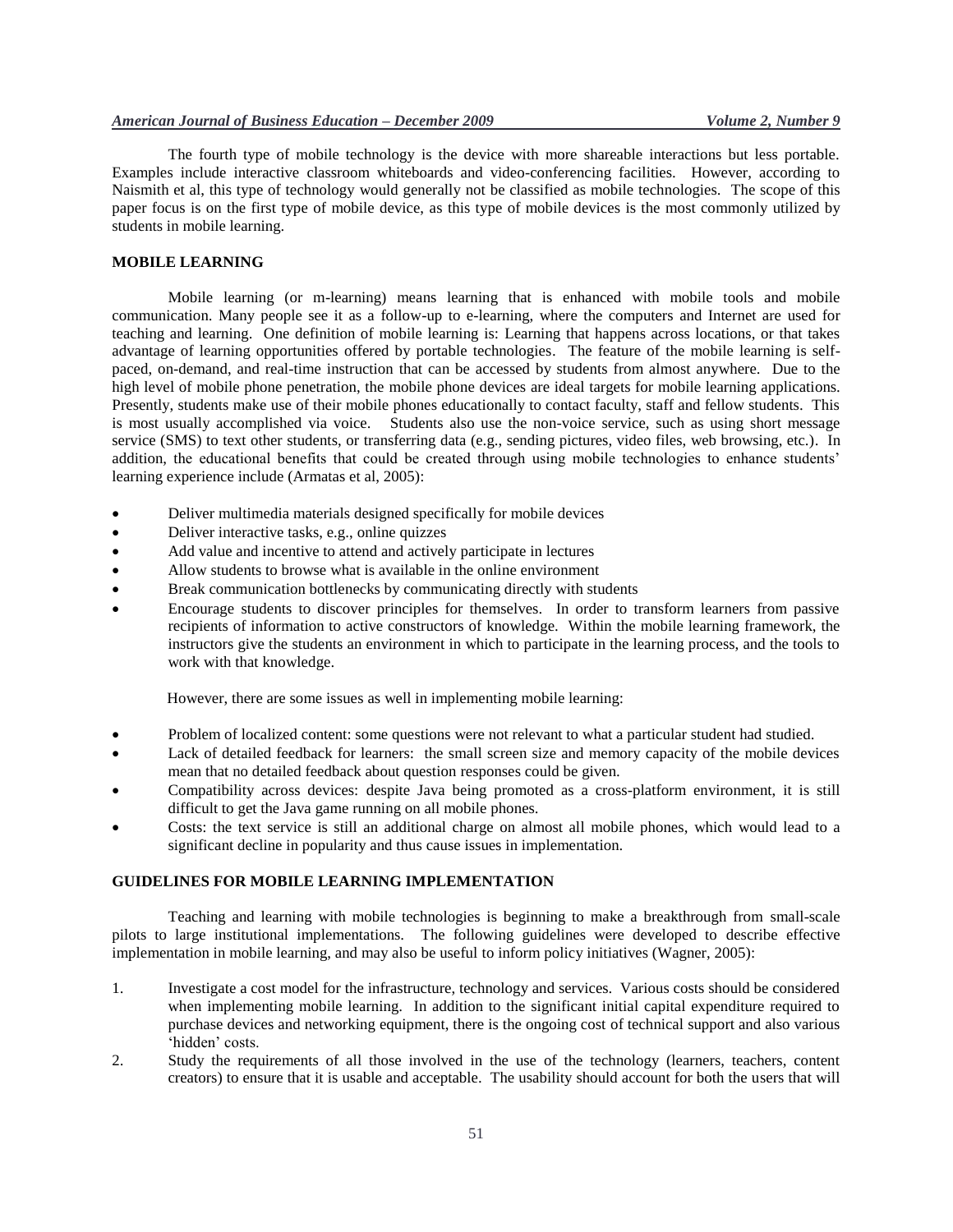The fourth type of mobile technology is the device with more shareable interactions but less portable. Examples include interactive classroom whiteboards and video-conferencing facilities. However, according to Naismith et al, this type of technology would generally not be classified as mobile technologies. The scope of this paper focus is on the first type of mobile device, as this type of mobile devices is the most commonly utilized by students in mobile learning.

## MOBILE LEARNING

Mobile learning (or m-learning) means learning that is enhanced with mobile tools and mobile communication. Many people see it as a follow-up to e-learning, where the computers and Internet are used for teaching and learning. One definition of mobile learning is: Learning that happens across locations, or that takes advantage of learning opportunities offered by portable technologies. The feature of the mobile learning is self-paced, on-demand, and real-time instruction that can be accessed by students from almost anywhere. Due to the high level of mobile phone penetration, the mobile phone devices are ideal targets for mobile learning applications. Presently, students make use of their mobile phones educationally to contact faculty, staff and fellow students. This is most usually accomplished via voice. Students also use the non-voice service, such as using short message service (SMS) to text other students, or transferring data (e.g., sending pictures, video files, web browsing, etc.). In addition, the educational benefits that could be created through using mobile technologies to enhance students' learning experience include (Armatas et al, 2005):

- Deliver multimedia materials designed specifically for mobile devices
- Deliver interactive tasks, e.g., online quizzes
- Add value and incentive to attend and actively participate in lectures
- Allow students to browse what is available in the online environment
- Break communication bottlenecks by communicating directly with students
- Encourage students to discover principles for themselves. In order to transform learners from passive recipients of information to active constructors of knowledge. Within the mobile learning framework, the instructors give the students an environment in which to participate in the learning process, and the tools to work with that knowledge.

However, there are some issues as well in implementing mobile learning:

- Problem of localized content: some questions were not relevant to what a particular student had studied.
- Lack of detailed feedback for learners: the small screen size and memory capacity of the mobile devices mean that no detailed feedback about question responses could be given.
- Compatibility across devices: despite Java being promoted as a cross-platform environment, it is still difficult to get the Java game running on all mobile phones.
- Costs: the text service is still an additional charge on almost all mobile phones, which would lead to a significant decline in popularity and thus cause issues in implementation.

## GUIDELINES FOR MOBILE LEARNING IMPLEMENTATION

Teaching and learning with mobile technologies is beginning to make a breakthrough from small-scale pilots to large institutional implementations. The following guidelines were developed to describe effective implementation in mobile learning, and may also be useful to inform policy initiatives (Wagner, 2005):

1. Investigate a cost model for the infrastructure, technology and services. Various costs should be considered when implementing mobile learning. In addition to the significant initial capital expenditure required to purchase devices and networking equipment, there is the ongoing cost of technical support and also various 'hidden' costs.
2. Study the requirements of all those involved in the use of the technology (learners, teachers, content creators) to ensure that it is usable and acceptable. The usability should account for both the users that will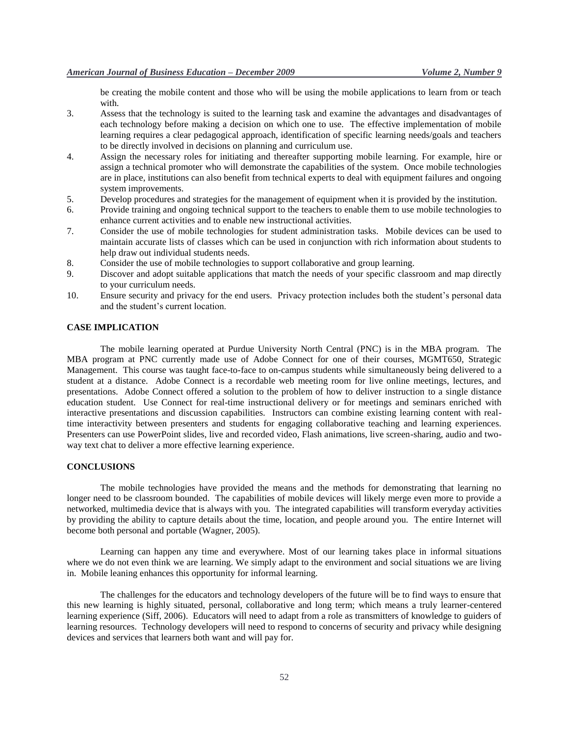be creating the mobile content and those who will be using the mobile applications to learn from or teach with.

3. Assess that the technology is suited to the learning task and examine the advantages and disadvantages of each technology before making a decision on which one to use. The effective implementation of mobile learning requires a clear pedagogical approach, identification of specific learning needs/goals and teachers to be directly involved in decisions on planning and curriculum use.
4. Assign the necessary roles for initiating and thereafter supporting mobile learning. For example, hire or assign a technical promoter who will demonstrate the capabilities of the system. Once mobile technologies are in place, institutions can also benefit from technical experts to deal with equipment failures and ongoing system improvements.
5. Develop procedures and strategies for the management of equipment when it is provided by the institution.
6. Provide training and ongoing technical support to the teachers to enable them to use mobile technologies to enhance current activities and to enable new instructional activities.
7. Consider the use of mobile technologies for student administration tasks. Mobile devices can be used to maintain accurate lists of classes which can be used in conjunction with rich information about students to help draw out individual students needs.
8. Consider the use of mobile technologies to support collaborative and group learning.
9. Discover and adopt suitable applications that match the needs of your specific classroom and map directly to your curriculum needs.
10. Ensure security and privacy for the end users. Privacy protection includes both the student's personal data and the student's current location.

## CASE IMPLICATION

The mobile learning operated at Purdue University North Central (PNC) is in the MBA program. The MBA program at PNC currently made use of Adobe Connect for one of their courses, MGMT650, Strategic Management. This course was taught face-to-face to on-campus students while simultaneously being delivered to a student at a distance. Adobe Connect is a recordable web meeting room for live online meetings, lectures, and presentations. Adobe Connect offered a solution to the problem of how to deliver instruction to a single distance education student. Use Connect for real-time instructional delivery or for meetings and seminars enriched with interactive presentations and discussion capabilities. Instructors can combine existing learning content with real-time interactivity between presenters and students for engaging collaborative teaching and learning experiences. Presenters can use PowerPoint slides, live and recorded video, Flash animations, live screen-sharing, audio and two-way text chat to deliver a more effective learning experience.

## CONCLUSIONS

The mobile technologies have provided the means and the methods for demonstrating that learning no longer need to be classroom bounded. The capabilities of mobile devices will likely merge even more to provide a networked, multimedia device that is always with you. The integrated capabilities will transform everyday activities by providing the ability to capture details about the time, location, and people around you. The entire Internet will become both personal and portable (Wagner, 2005).

Learning can happen any time and everywhere. Most of our learning takes place in informal situations where we do not even think we are learning. We simply adapt to the environment and social situations we are living in. Mobile leaning enhances this opportunity for informal learning.

The challenges for the educators and technology developers of the future will be to find ways to ensure that this new learning is highly situated, personal, collaborative and long term; which means a truly learner-centered learning experience (Siff, 2006). Educators will need to adapt from a role as transmitters of knowledge to guiders of learning resources. Technology developers will need to respond to concerns of security and privacy while designing devices and services that learners both want and will pay for.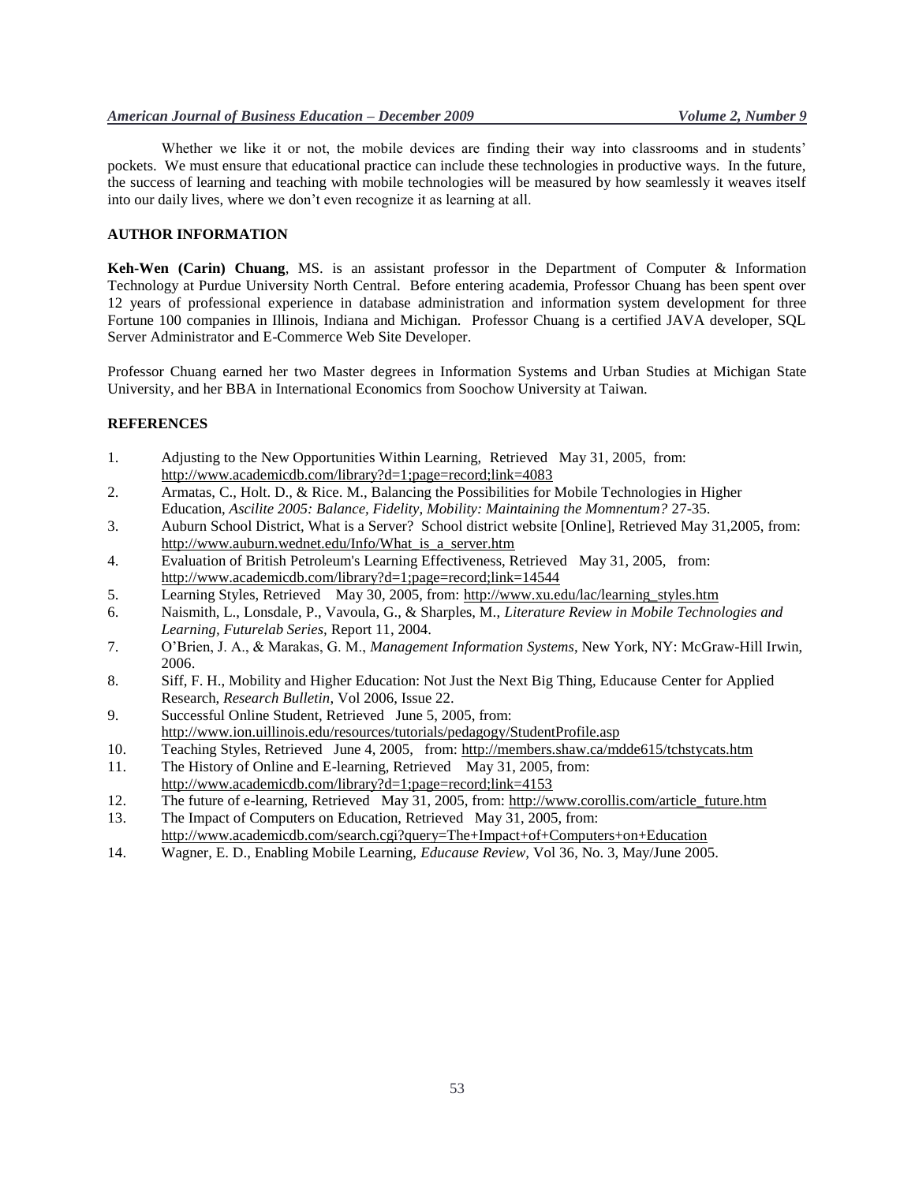Whether we like it or not, the mobile devices are finding their way into classrooms and in students' pockets. We must ensure that educational practice can include these technologies in productive ways. In the future, the success of learning and teaching with mobile technologies will be measured by how seamlessly it weaves itself into our daily lives, where we don't even recognize it as learning at all.

## AUTHOR INFORMATION

**Keh-Wen (Carin) Chuang**, MS. is an assistant professor in the Department of Computer & Information Technology at Purdue University North Central. Before entering academia, Professor Chuang has been spent over 12 years of professional experience in database administration and information system development for three Fortune 100 companies in Illinois, Indiana and Michigan. Professor Chuang is a certified JAVA developer, SQL Server Administrator and E-Commerce Web Site Developer.

Professor Chuang earned her two Master degrees in Information Systems and Urban Studies at Michigan State University, and her BBA in International Economics from Soochow University at Taiwan.

## REFERENCES

1. Adjusting to the New Opportunities Within Learning, Retrieved May 31, 2005, from: http://www.academicdb.com/library?d=1;page=record;link=4083
2. Armatas, C., Holt. D., & Rice. M., Balancing the Possibilities for Mobile Technologies in Higher Education, *Ascilite 2005: Balance, Fidelity, Mobility: Maintaining the Momnentum?* 27-35.
3. Auburn School District, What is a Server? School district website [Online], Retrieved May 31,2005, from: http://www.auburn.wednet.edu/Info/What_is_a_server.htm
4. Evaluation of British Petroleum's Learning Effectiveness, Retrieved May 31, 2005, from: http://www.academicdb.com/library?d=1;page=record;link=14544
5. Learning Styles, Retrieved May 30, 2005, from: http://www.xu.edu/lac/learning_styles.htm
6. Naismith, L., Lonsdale, P., Vavoula, G., & Sharples, M., *Literature Review in Mobile Technologies and Learning, Futurelab Series*, Report 11, 2004.
7. O'Brien, J. A., & Marakas, G. M., *Management Information Systems*, New York, NY: McGraw-Hill Irwin, 2006.
8. Siff, F. H., Mobility and Higher Education: Not Just the Next Big Thing, Educause Center for Applied Research, *Research Bulletin*, Vol 2006, Issue 22.
9. Successful Online Student, Retrieved June 5, 2005, from: http://www.ion.uillinois.edu/resources/tutorials/pedagogy/StudentProfile.asp
10. Teaching Styles, Retrieved June 4, 2005, from: http://members.shaw.ca/mdde615/tchstycats.htm
11. The History of Online and E-learning, Retrieved May 31, 2005, from: http://www.academicdb.com/library?d=1;page=record;link=4153
12. The future of e-learning, Retrieved May 31, 2005, from: http://www.corollis.com/article_future.htm
13. The Impact of Computers on Education, Retrieved May 31, 2005, from: http://www.academicdb.com/search.cgi?query=The+Impact+of+Computers+on+Education
14. Wagner, E. D., Enabling Mobile Learning, *Educause Review*, Vol 36, No. 3, May/June 2005.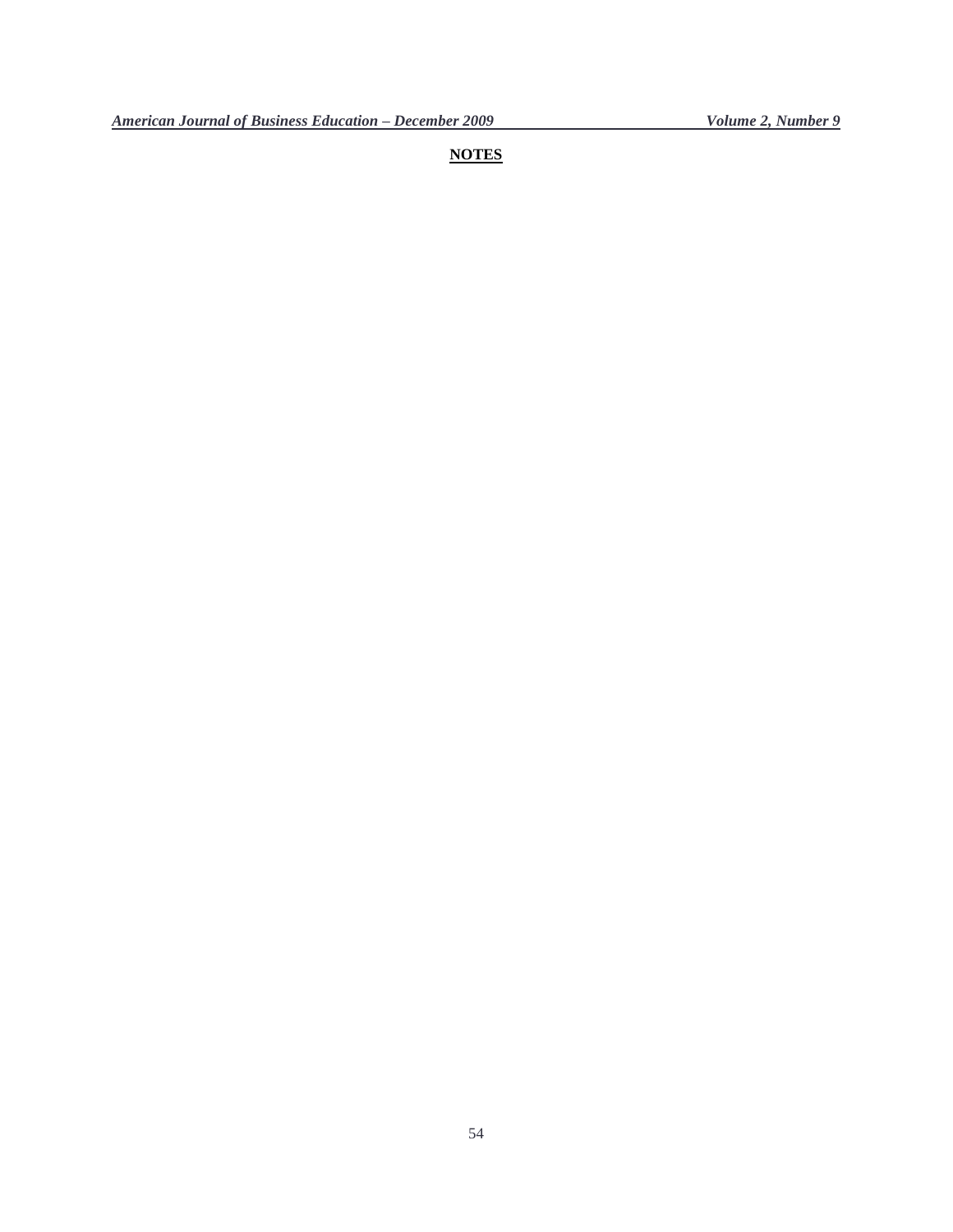**NOTES**